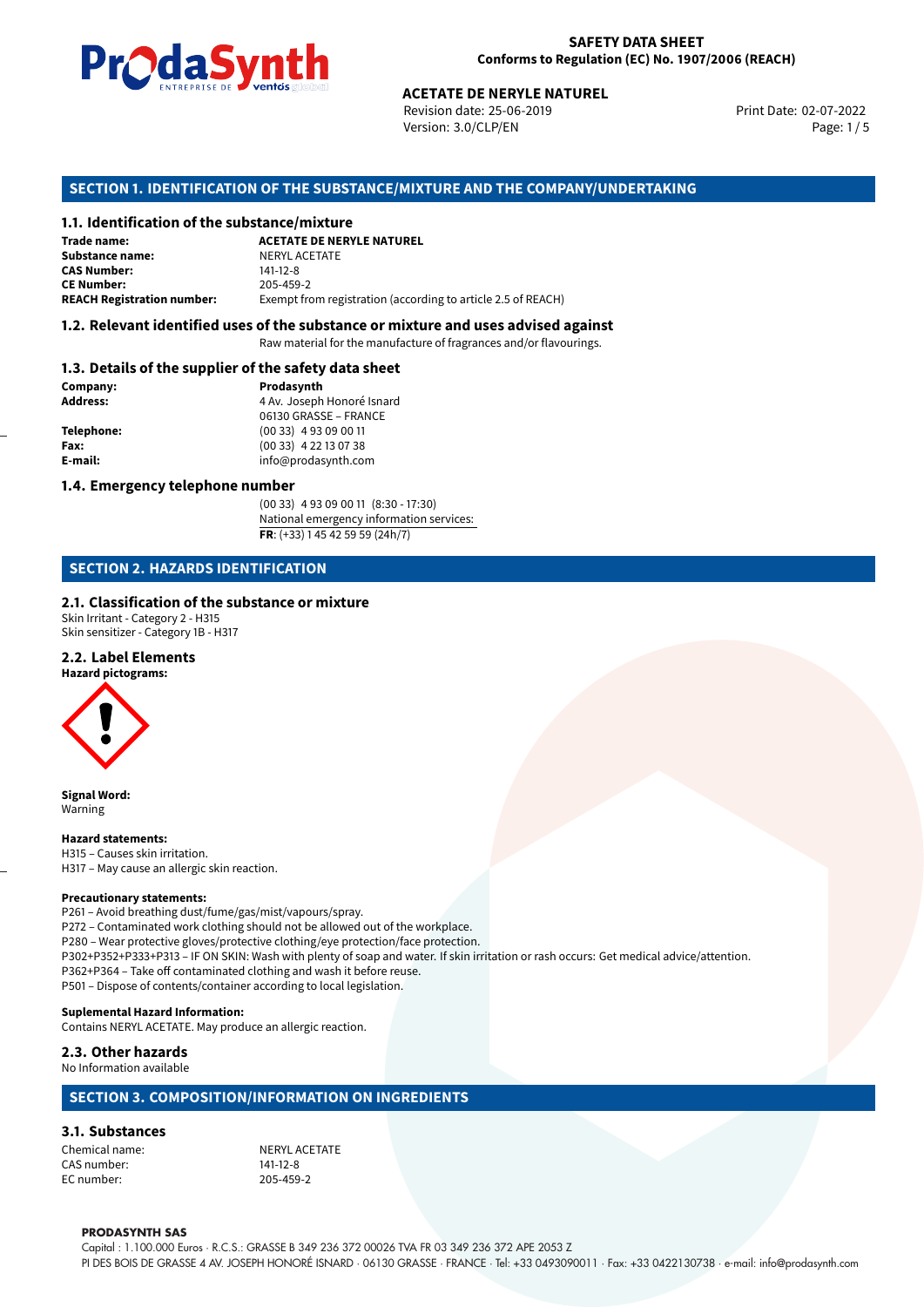**SAFETY DATA SHEET**
**Conforms to Regulation (EC) No. 1907/2006 (REACH)**

**ACETATE DE NERYLE NATUREL**
Revision date: 25-06-2019
Version: 3.0/CLP/EN
Print Date: 02-07-2022

## SECTION 1. IDENTIFICATION OF THE SUBSTANCE/MIXTURE AND THE COMPANY/UNDERTAKING

### 1.1. Identification of the substance/mixture

**Trade name:** **ACETATE DE NERYLE NATUREL**
**Substance name:** NERYL ACETATE
**CAS Number:** 141-12-8
**CE Number:** 205-459-2
**REACH Registration number:** Exempt from registration (according to article 2.5 of REACH)

### 1.2. Relevant identified uses of the substance or mixture and uses advised against

Raw material for the manufacture of fragrances and/or flavourings.

### 1.3. Details of the supplier of the safety data sheet

**Company:** **Prodasynth**
**Address:** 4 Av. Joseph Honoré Isnard
06130 GRASSE – FRANCE
**Telephone:** (00 33) 4 93 09 00 11
**Fax:** (00 33) 4 22 13 07 38
**E-mail:** info@prodasynth.com

### 1.4. Emergency telephone number

(00 33) 4 93 09 00 11 (8:30 - 17:30)
National emergency information services:
**FR**: (+33) 1 45 42 59 59 (24h/7)

## SECTION 2. HAZARDS IDENTIFICATION

### 2.1. Classification of the substance or mixture

Skin Irritant - Category 2 - H315
Skin sensitizer - Category 1B - H317

### 2.2. Label Elements

**Hazard pictograms:**

**Signal Word:**
Warning

**Hazard statements:**
H315 – Causes skin irritation.
H317 – May cause an allergic skin reaction.

**Precautionary statements:**
P261 – Avoid breathing dust/fume/gas/mist/vapours/spray.
P272 – Contaminated work clothing should not be allowed out of the workplace.
P280 – Wear protective gloves/protective clothing/eye protection/face protection.
P302+P352+P333+P313 – IF ON SKIN: Wash with plenty of soap and water. If skin irritation or rash occurs: Get medical advice/attention.
P362+P364 – Take off contaminated clothing and wash it before reuse.
P501 – Dispose of contents/container according to local legislation.

**Suplemental Hazard Information:**
Contains NERYL ACETATE. May produce an allergic reaction.

### 2.3. Other hazards

No Information available

## SECTION 3. COMPOSITION/INFORMATION ON INGREDIENTS

### 3.1. Substances

Chemical name: NERYL ACETATE
CAS number: 141-12-8
EC number: 205-459-2

**PRODASYNTH SAS**
Capital : 1.100.000 Euros · R.C.S.: GRASSE B 349 236 372 00026 TVA FR 03 349 236 372 APE 2053 Z
PI DES BOIS DE GRASSE 4 AV. JOSEPH HONORÉ ISNARD · 06130 GRASSE · FRANCE · Tel: +33 0493090011 · Fax: +33 0422130738 · e-mail: info@prodasynth.com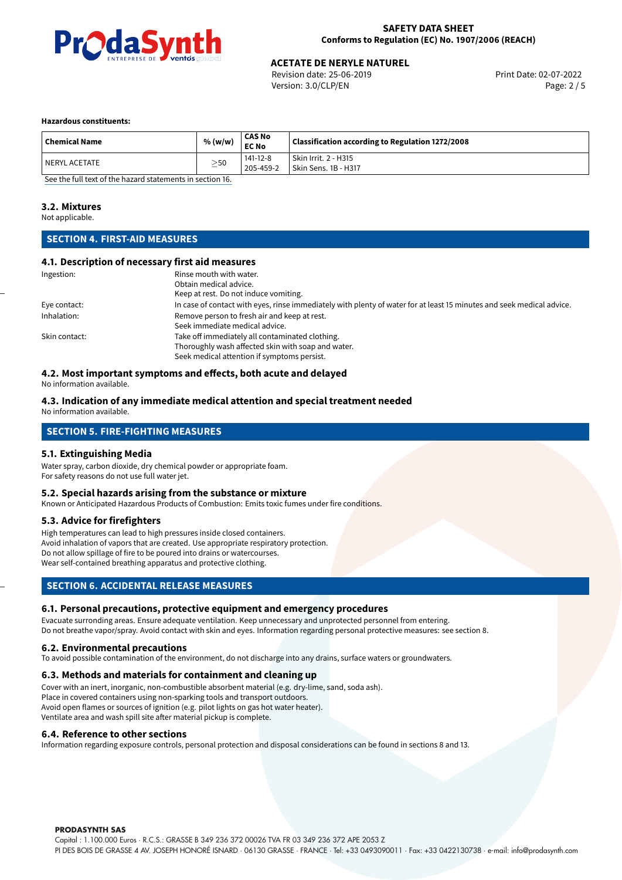**Hazardous constituents:**

| Chemical Name | % (w/w) | CAS No<br>EC No | Classification according to Regulation 1272/2008 |
|---|---|---|---|
| NERYL ACETATE | $\geq$50 | 141-12-8<br>205-459-2 | Skin Irrit. 2 - H315<br>Skin Sens. 1B - H317 |

See the full text of the hazard statements in section 16.

### 3.2. Mixtures

Not applicable.

## SECTION 4. FIRST-AID MEASURES

### 4.1. Description of necessary first aid measures

Ingestion:
Rinse mouth with water.
Obtain medical advice.
Keep at rest. Do not induce vomiting.

Eye contact:
In case of contact with eyes, rinse immediately with plenty of water for at least 15 minutes and seek medical advice.

Inhalation:
Remove person to fresh air and keep at rest.
Seek immediate medical advice.

Skin contact:
Take off immediately all contaminated clothing.
Thoroughly wash affected skin with soap and water.
Seek medical attention if symptoms persist.

### 4.2. Most important symptoms and effects, both acute and delayed

No information available.

### 4.3. Indication of any immediate medical attention and special treatment needed

No information available.

## SECTION 5. FIRE-FIGHTING MEASURES

### 5.1. Extinguishing Media

Water spray, carbon dioxide, dry chemical powder or appropriate foam.
For safety reasons do not use full water jet.

### 5.2. Special hazards arising from the substance or mixture

Known or Anticipated Hazardous Products of Combustion: Emits toxic fumes under fire conditions.

### 5.3. Advice for firefighters

High temperatures can lead to high pressures inside closed containers.
Avoid inhalation of vapors that are created. Use appropriate respiratory protection.
Do not allow spillage of fire to be poured into drains or watercourses.
Wear self-contained breathing apparatus and protective clothing.

## SECTION 6. ACCIDENTAL RELEASE MEASURES

### 6.1. Personal precautions, protective equipment and emergency procedures

Evacuate surronding areas. Ensure adequate ventilation. Keep unnecessary and unprotected personnel from entering.
Do not breathe vapor/spray. Avoid contact with skin and eyes. Information regarding personal protective measures: see section 8.

### 6.2. Environmental precautions

To avoid possible contamination of the environment, do not discharge into any drains, surface waters or groundwaters.

### 6.3. Methods and materials for containment and cleaning up

Cover with an inert, inorganic, non-combustible absorbent material (e.g. dry-lime, sand, soda ash).
Place in covered containers using non-sparking tools and transport outdoors.
Avoid open flames or sources of ignition (e.g. pilot lights on gas hot water heater).
Ventilate area and wash spill site after material pickup is complete.

### 6.4. Reference to other sections

Information regarding exposure controls, personal protection and disposal considerations can be found in sections 8 and 13.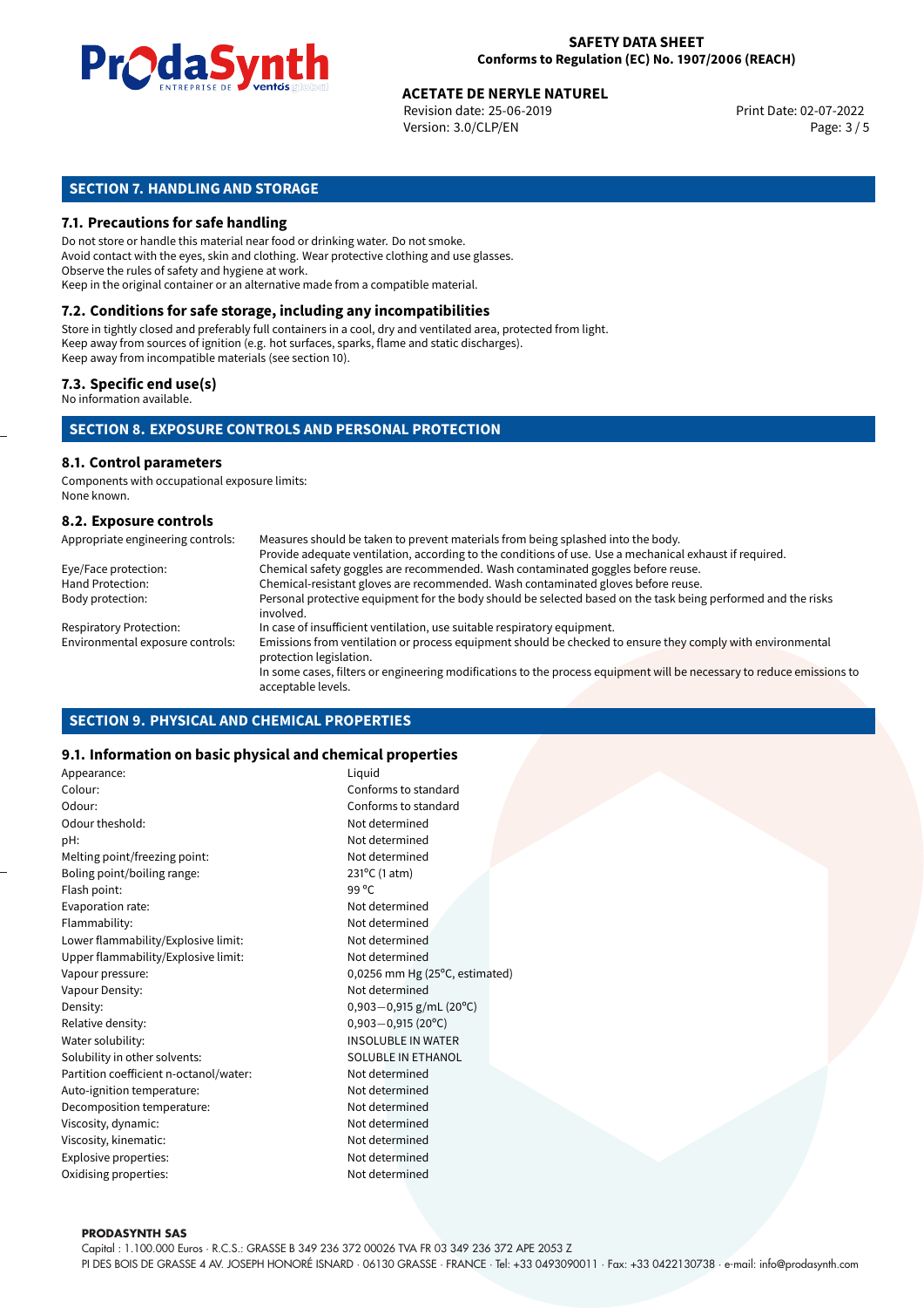## SECTION 7. HANDLING AND STORAGE

### 7.1. Precautions for safe handling

Do not store or handle this material near food or drinking water. Do not smoke.
Avoid contact with the eyes, skin and clothing. Wear protective clothing and use glasses.
Observe the rules of safety and hygiene at work.
Keep in the original container or an alternative made from a compatible material.

### 7.2. Conditions for safe storage, including any incompatibilities

Store in tightly closed and preferably full containers in a cool, dry and ventilated area, protected from light.
Keep away from sources of ignition (e.g. hot surfaces, sparks, flame and static discharges).
Keep away from incompatible materials (see section 10).

### 7.3. Specific end use(s)

No information available.

## SECTION 8. EXPOSURE CONTROLS AND PERSONAL PROTECTION

### 8.1. Control parameters

Components with occupational exposure limits:
None known.

### 8.2. Exposure controls

| | |
|---|---|
| Appropriate engineering controls: | Measures should be taken to prevent materials from being splashed into the body. Provide adequate ventilation, according to the conditions of use. Use a mechanical exhaust if required. |
| Eye/Face protection: | Chemical safety goggles are recommended. Wash contaminated goggles before reuse. |
| Hand Protection: | Chemical-resistant gloves are recommended. Wash contaminated gloves before reuse. |
| Body protection: | Personal protective equipment for the body should be selected based on the task being performed and the risks involved. |
| Respiratory Protection: | In case of insufficient ventilation, use suitable respiratory equipment. |
| Environmental exposure controls: | Emissions from ventilation or process equipment should be checked to ensure they comply with environmental protection legislation. In some cases, filters or engineering modifications to the process equipment will be necessary to reduce emissions to acceptable levels. |

## SECTION 9. PHYSICAL AND CHEMICAL PROPERTIES

### 9.1. Information on basic physical and chemical properties

| | |
|---|---|
| Appearance: | Liquid |
| Colour: | Conforms to standard |
| Odour: | Conforms to standard |
| Odour theshold: | Not determined |
| pH: | Not determined |
| Melting point/freezing point: | Not determined |
| Boling point/boiling range: | 231°C (1 atm) |
| Flash point: | 99 °C |
| Evaporation rate: | Not determined |
| Flammability: | Not determined |
| Lower flammability/Explosive limit: | Not determined |
| Upper flammability/Explosive limit: | Not determined |
| Vapour pressure: | 0,0256 mm Hg (25°C, estimated) |
| Vapour Density: | Not determined |
| Density: | 0,903−0,915 g/mL (20°C) |
| Relative density: | 0,903−0,915 (20°C) |
| Water solubility: | INSOLUBLE IN WATER |
| Solubility in other solvents: | SOLUBLE IN ETHANOL |
| Partition coefficient n-octanol/water: | Not determined |
| Auto-ignition temperature: | Not determined |
| Decomposition temperature: | Not determined |
| Viscosity, dynamic: | Not determined |
| Viscosity, kinematic: | Not determined |
| Explosive properties: | Not determined |
| Oxidising properties: | Not determined |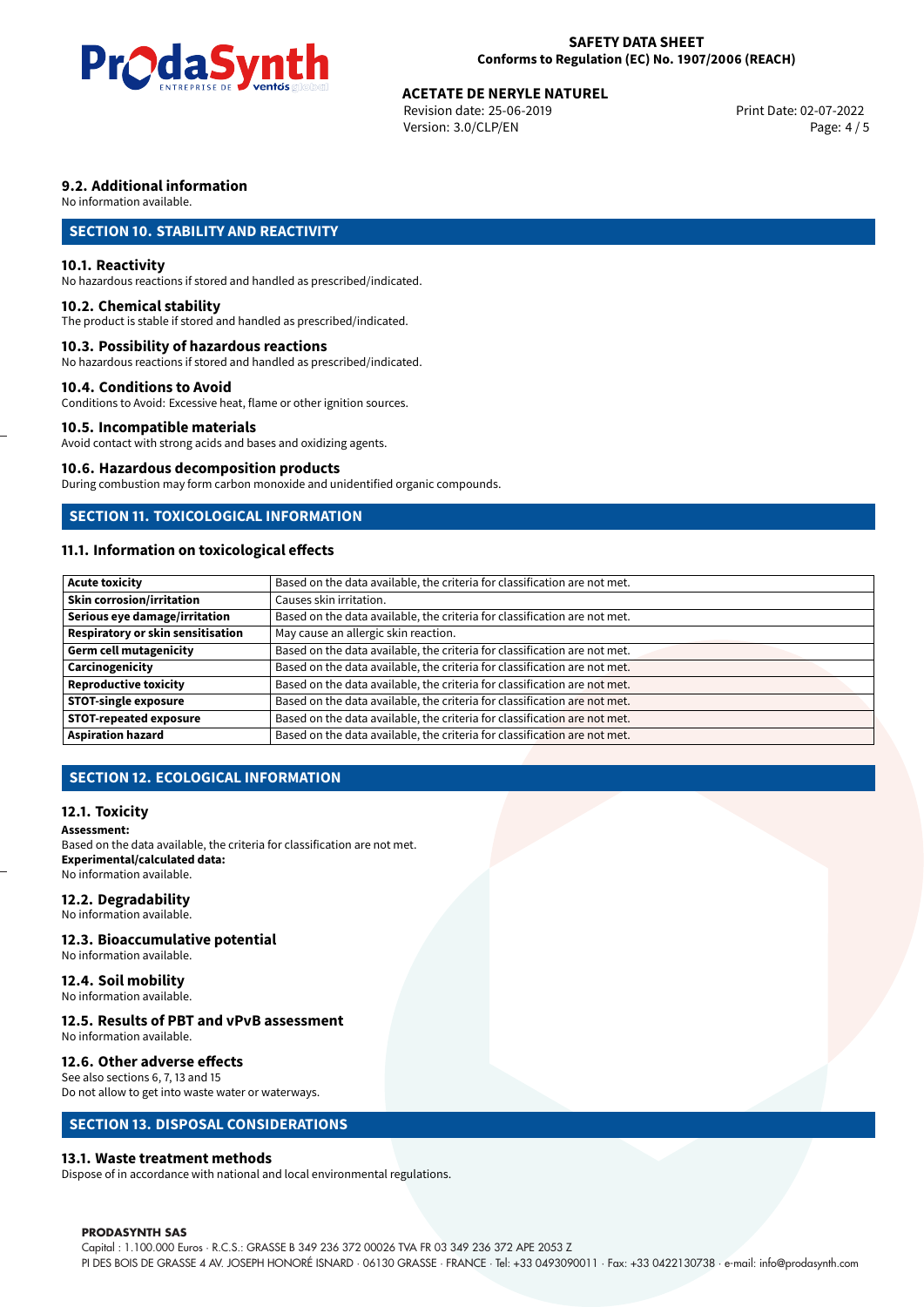### 9.2. Additional information

No information available.

## SECTION 10. STABILITY AND REACTIVITY

### 10.1. Reactivity

No hazardous reactions if stored and handled as prescribed/indicated.

### 10.2. Chemical stability

The product is stable if stored and handled as prescribed/indicated.

### 10.3. Possibility of hazardous reactions

No hazardous reactions if stored and handled as prescribed/indicated.

### 10.4. Conditions to Avoid

Conditions to Avoid: Excessive heat, flame or other ignition sources.

### 10.5. Incompatible materials

Avoid contact with strong acids and bases and oxidizing agents.

### 10.6. Hazardous decomposition products

During combustion may form carbon monoxide and unidentified organic compounds.

## SECTION 11. TOXICOLOGICAL INFORMATION

### 11.1. Information on toxicological effects

| | |
|---|---|
| **Acute toxicity** | Based on the data available, the criteria for classification are not met. |
| **Skin corrosion/irritation** | Causes skin irritation. |
| **Serious eye damage/irritation** | Based on the data available, the criteria for classification are not met. |
| **Respiratory or skin sensitisation** | May cause an allergic skin reaction. |
| **Germ cell mutagenicity** | Based on the data available, the criteria for classification are not met. |
| **Carcinogenicity** | Based on the data available, the criteria for classification are not met. |
| **Reproductive toxicity** | Based on the data available, the criteria for classification are not met. |
| **STOT-single exposure** | Based on the data available, the criteria for classification are not met. |
| **STOT-repeated exposure** | Based on the data available, the criteria for classification are not met. |
| **Aspiration hazard** | Based on the data available, the criteria for classification are not met. |

## SECTION 12. ECOLOGICAL INFORMATION

### 12.1. Toxicity

**Assessment:**
Based on the data available, the criteria for classification are not met.
**Experimental/calculated data:**
No information available.

### 12.2. Degradability

No information available.

### 12.3. Bioaccumulative potential

No information available.

### 12.4. Soil mobility

No information available.

### 12.5. Results of PBT and vPvB assessment

No information available.

### 12.6. Other adverse effects

See also sections 6, 7, 13 and 15
Do not allow to get into waste water or waterways.

## SECTION 13. DISPOSAL CONSIDERATIONS

### 13.1. Waste treatment methods

Dispose of in accordance with national and local environmental regulations.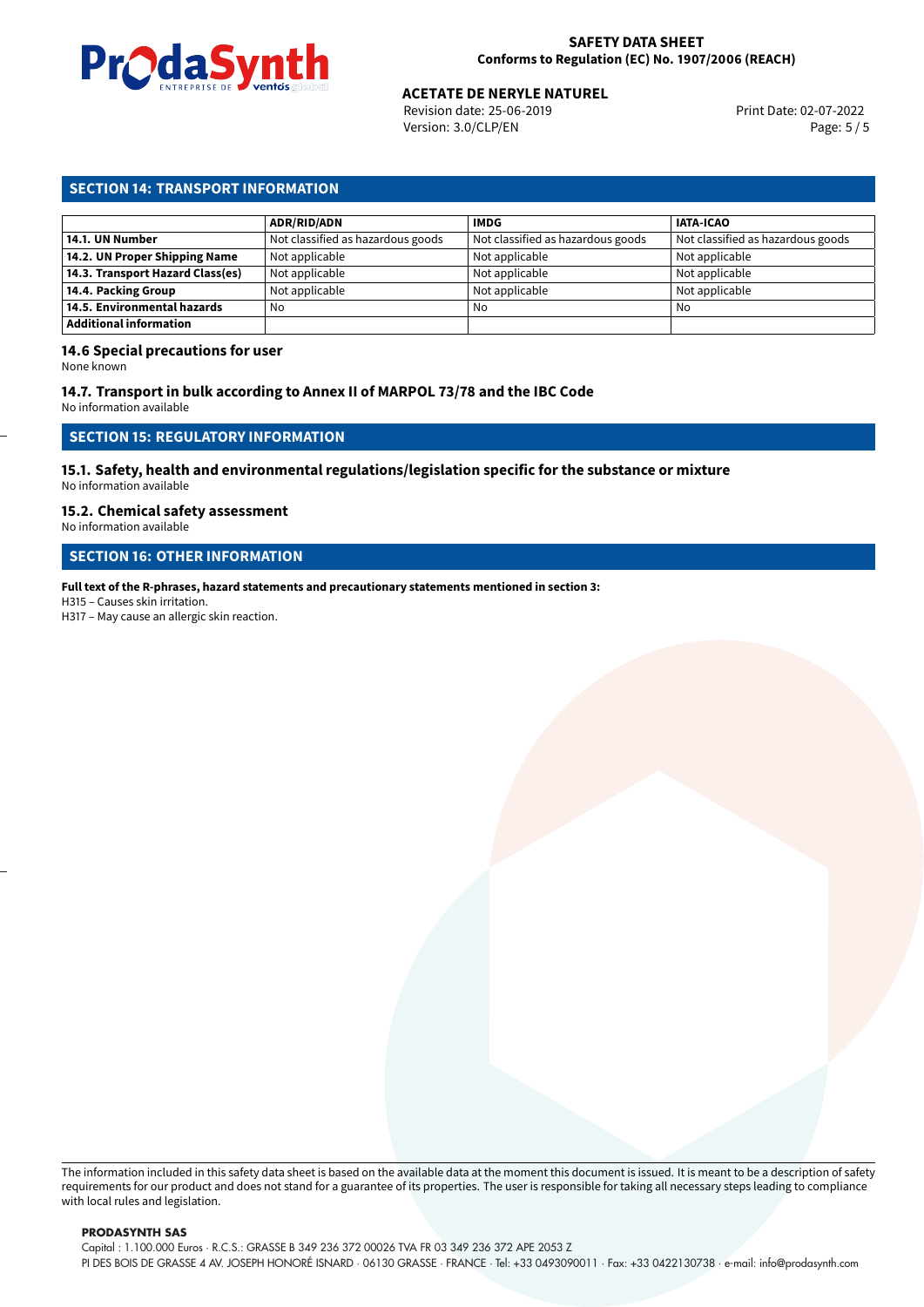## SECTION 14: TRANSPORT INFORMATION

| | ADR/RID/ADN | IMDG | IATA-ICAO |
|---|---|---|---|
| **14.1. UN Number** | Not classified as hazardous goods | Not classified as hazardous goods | Not classified as hazardous goods |
| **14.2. UN Proper Shipping Name** | Not applicable | Not applicable | Not applicable |
| **14.3. Transport Hazard Class(es)** | Not applicable | Not applicable | Not applicable |
| **14.4. Packing Group** | Not applicable | Not applicable | Not applicable |
| **14.5. Environmental hazards** | No | No | No |
| **Additional information** | | | |

### 14.6 Special precautions for user

None known

### 14.7. Transport in bulk according to Annex II of MARPOL 73/78 and the IBC Code

No information available

## SECTION 15: REGULATORY INFORMATION

### 15.1. Safety, health and environmental regulations/legislation specific for the substance or mixture

No information available

### 15.2. Chemical safety assessment

No information available

## SECTION 16: OTHER INFORMATION

**Full text of the R-phrases, hazard statements and precautionary statements mentioned in section 3:**

H315 – Causes skin irritation.
H317 – May cause an allergic skin reaction.

The information included in this safety data sheet is based on the available data at the moment this document is issued. It is meant to be a description of safety requirements for our product and does not stand for a guarantee of its properties. The user is responsible for taking all necessary steps leading to compliance with local rules and legislation.

**PRODASYNTH SAS**
Capital : 1.100.000 Euros · R.C.S.: GRASSE B 349 236 372 00026 TVA FR 03 349 236 372 APE 2053 Z
PI DES BOIS DE GRASSE 4 AV. JOSEPH HONORÉ ISNARD · 06130 GRASSE · FRANCE · Tel: +33 0493090011 · Fax: +33 0422130738 · e-mail: info@prodasynth.com